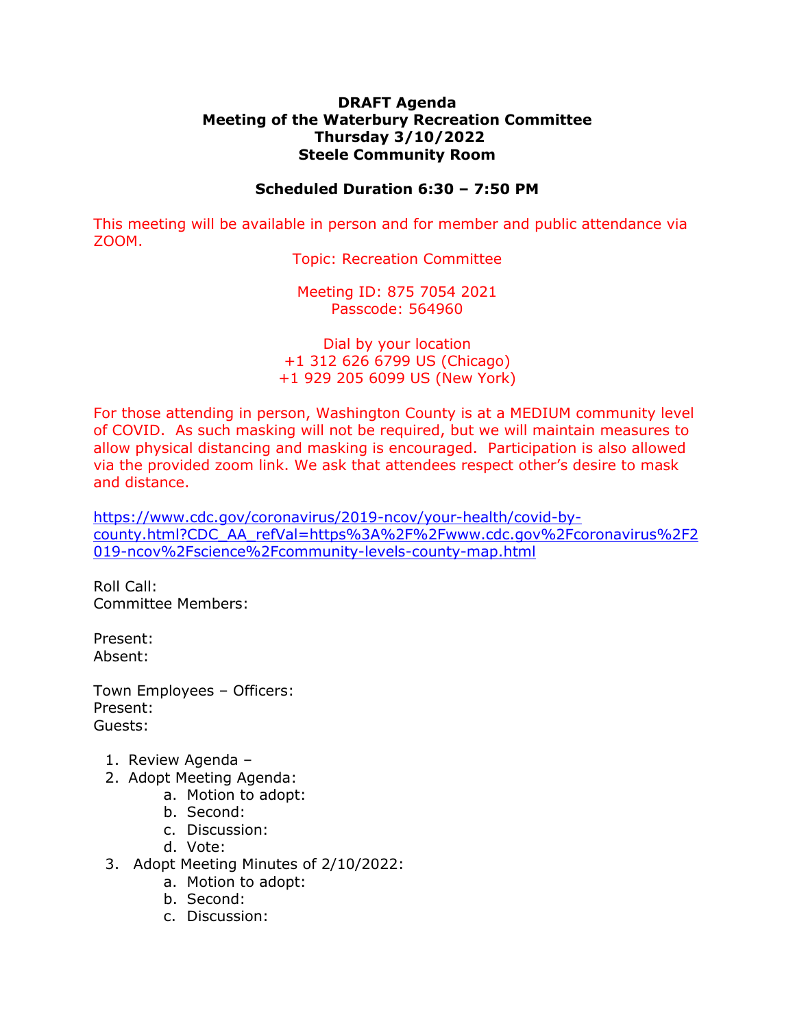**DRAFT Agenda**
**Meeting of the Waterbury Recreation Committee**
**Thursday 3/10/2022**
**Steele Community Room**

**Scheduled Duration 6:30 – 7:50 PM**

This meeting will be available in person and for member and public attendance via ZOOM.

Topic: Recreation Committee

Meeting ID: 875 7054 2021
Passcode: 564960

Dial by your location
+1 312 626 6799 US (Chicago)
+1 929 205 6099 US (New York)

For those attending in person, Washington County is at a MEDIUM community level of COVID. As such masking will not be required, but we will maintain measures to allow physical distancing and masking is encouraged. Participation is also allowed via the provided zoom link. We ask that attendees respect other's desire to mask and distance.

[https://www.cdc.gov/coronavirus/2019-ncov/your-health/covid-by-county.html?CDC_AA_refVal=https%3A%2F%2Fwww.cdc.gov%2Fcoronavirus%2F2019-ncov%2Fscience%2Fcommunity-levels-county-map.html](https://www.cdc.gov/coronavirus/2019-ncov/your-health/covid-by-county.html?CDC_AA_refVal=https%3A%2F%2Fwww.cdc.gov%2Fcoronavirus%2F2019-ncov%2Fscience%2Fcommunity-levels-county-map.html)

Roll Call:
Committee Members:

Present:
Absent:

Town Employees – Officers:
Present:
Guests:

1. Review Agenda –
2. Adopt Meeting Agenda:
    a. Motion to adopt:
    b. Second:
    c. Discussion:
    d. Vote:
3. Adopt Meeting Minutes of 2/10/2022:
    a. Motion to adopt:
    b. Second:
    c. Discussion: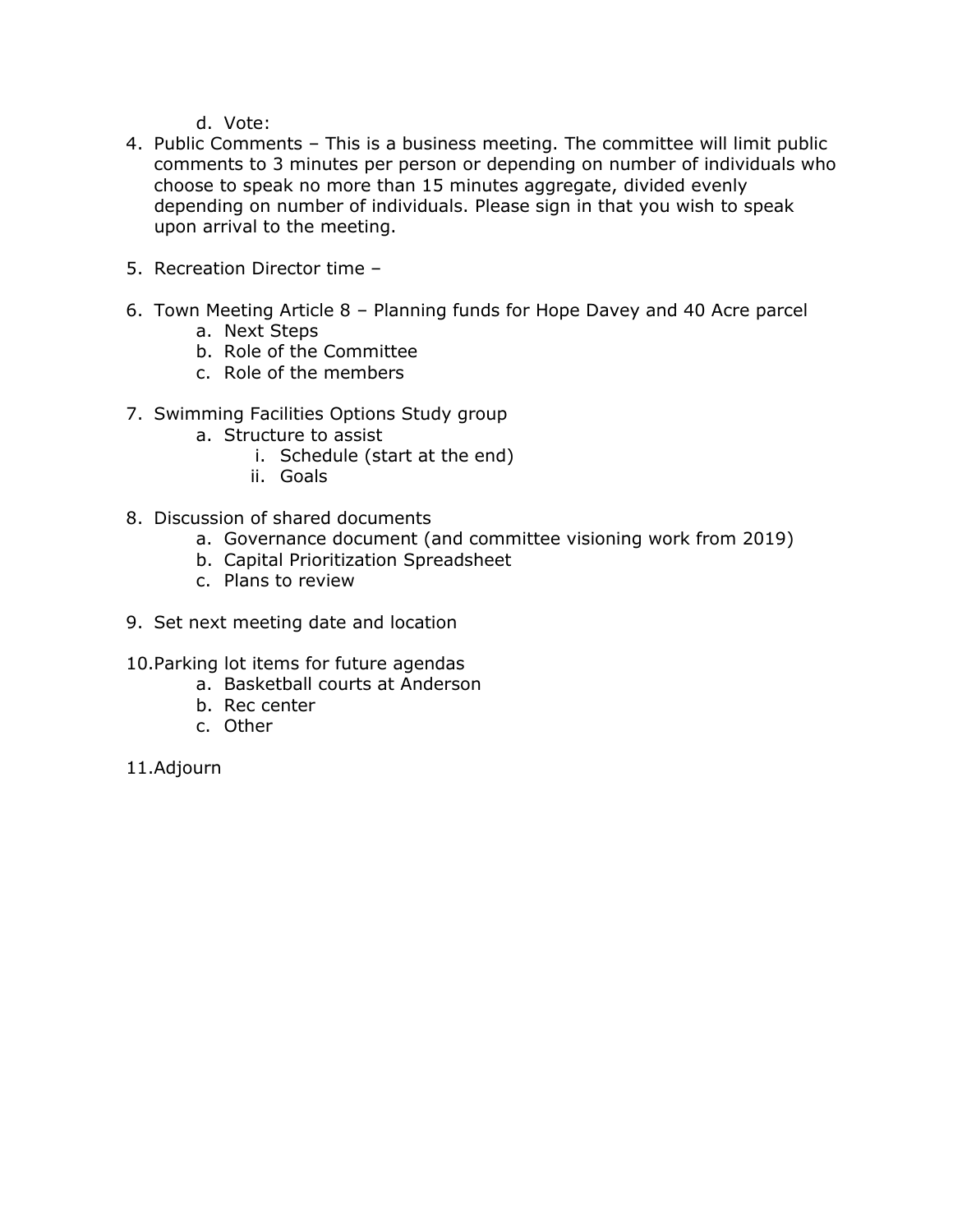d. Vote:

4. Public Comments – This is a business meeting. The committee will limit public comments to 3 minutes per person or depending on number of individuals who choose to speak no more than 15 minutes aggregate, divided evenly depending on number of individuals. Please sign in that you wish to speak upon arrival to the meeting.

5. Recreation Director time –

6. Town Meeting Article 8 – Planning funds for Hope Davey and 40 Acre parcel
   a. Next Steps
   b. Role of the Committee
   c. Role of the members

7. Swimming Facilities Options Study group
   a. Structure to assist
      i. Schedule (start at the end)
      ii. Goals

8. Discussion of shared documents
   a. Governance document (and committee visioning work from 2019)
   b. Capital Prioritization Spreadsheet
   c. Plans to review

9. Set next meeting date and location

10. Parking lot items for future agendas
    a. Basketball courts at Anderson
    b. Rec center
    c. Other

11. Adjourn